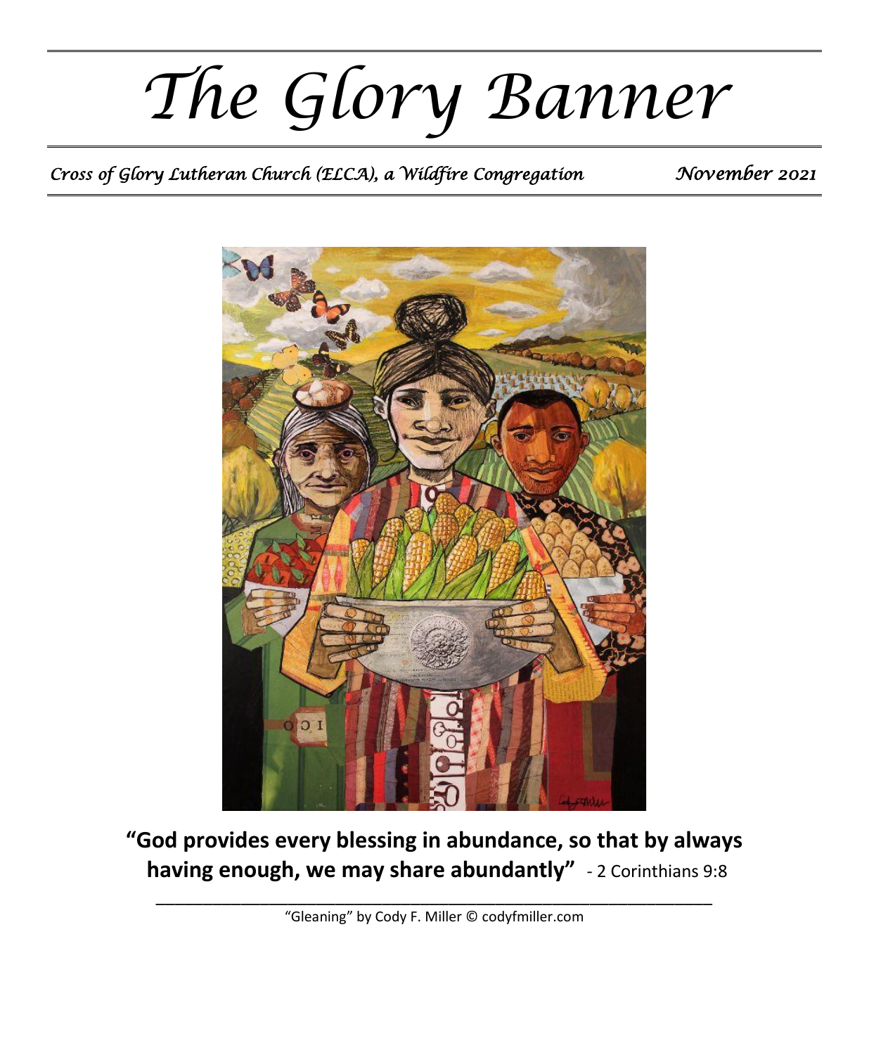# *The Glory Banner*

*Cross of Glory Lutheran Church (ELCA), a Wildfire Congregation* *November 2021*

**"God provides every blessing in abundance, so that by always having enough, we may share abundantly"** - 2 Corinthians 9:8

"Gleaning" by Cody F. Miller © codyfmiller.com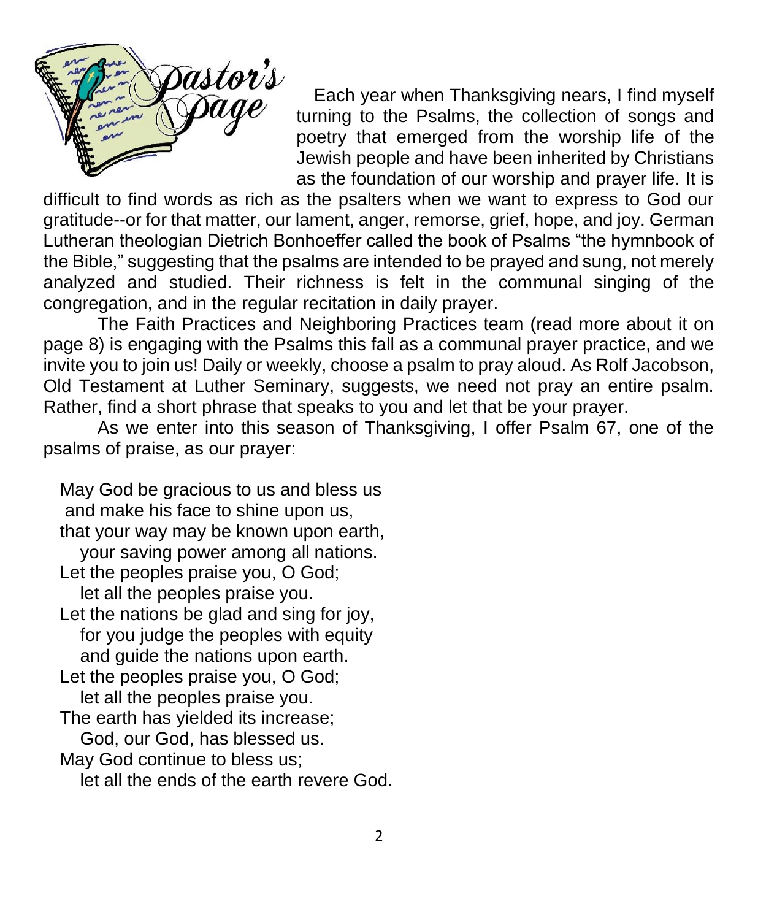# Pastor's Page

Each year when Thanksgiving nears, I find myself turning to the Psalms, the collection of songs and poetry that emerged from the worship life of the Jewish people and have been inherited by Christians as the foundation of our worship and prayer life. It is difficult to find words as rich as the psalters when we want to express to God our gratitude--or for that matter, our lament, anger, remorse, grief, hope, and joy. German Lutheran theologian Dietrich Bonhoeffer called the book of Psalms "the hymnbook of the Bible," suggesting that the psalms are intended to be prayed and sung, not merely analyzed and studied. Their richness is felt in the communal singing of the congregation, and in the regular recitation in daily prayer.

The Faith Practices and Neighboring Practices team (read more about it on page 8) is engaging with the Psalms this fall as a communal prayer practice, and we invite you to join us! Daily or weekly, choose a psalm to pray aloud. As Rolf Jacobson, Old Testament at Luther Seminary, suggests, we need not pray an entire psalm. Rather, find a short phrase that speaks to you and let that be your prayer.

As we enter into this season of Thanksgiving, I offer Psalm 67, one of the psalms of praise, as our prayer:

May God be gracious to us and bless us
and make his face to shine upon us,
that your way may be known upon earth,
your saving power among all nations.
Let the peoples praise you, O God;
let all the peoples praise you.
Let the nations be glad and sing for joy,
for you judge the peoples with equity
and guide the nations upon earth.
Let the peoples praise you, O God;
let all the peoples praise you.
The earth has yielded its increase;
God, our God, has blessed us.
May God continue to bless us;
let all the ends of the earth revere God.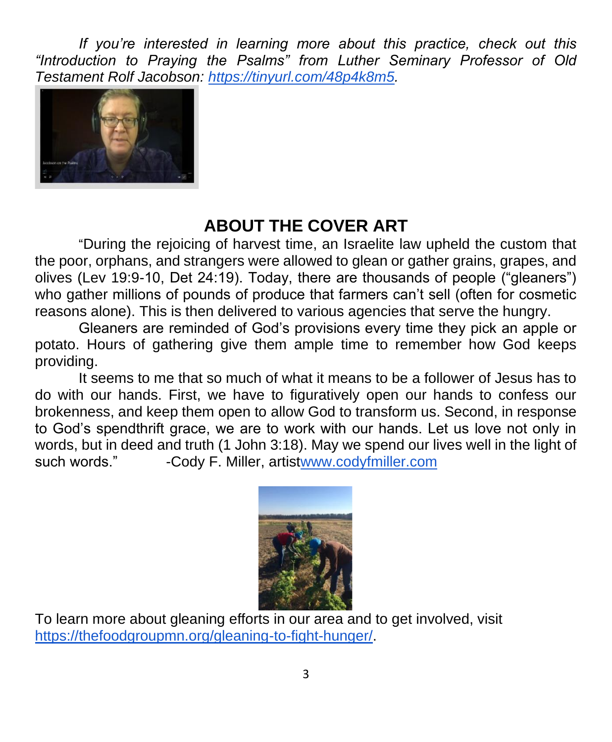*If you're interested in learning more about this practice, check out this "Introduction to Praying the Psalms" from Luther Seminary Professor of Old Testament Rolf Jacobson: https://tinyurl.com/48p4k8m5.*

## ABOUT THE COVER ART

"During the rejoicing of harvest time, an Israelite law upheld the custom that the poor, orphans, and strangers were allowed to glean or gather grains, grapes, and olives (Lev 19:9-10, Det 24:19). Today, there are thousands of people ("gleaners") who gather millions of pounds of produce that farmers can't sell (often for cosmetic reasons alone). This is then delivered to various agencies that serve the hungry.

Gleaners are reminded of God's provisions every time they pick an apple or potato. Hours of gathering give them ample time to remember how God keeps providing.

It seems to me that so much of what it means to be a follower of Jesus has to do with our hands. First, we have to figuratively open our hands to confess our brokenness, and keep them open to allow God to transform us. Second, in response to God's spendthrift grace, we are to work with our hands. Let us love not only in words, but in deed and truth (1 John 3:18). May we spend our lives well in the light of such words." -Cody F. Miller, artist www.codyfmiller.com

To learn more about gleaning efforts in our area and to get involved, visit https://thefoodgroupmn.org/gleaning-to-fight-hunger/.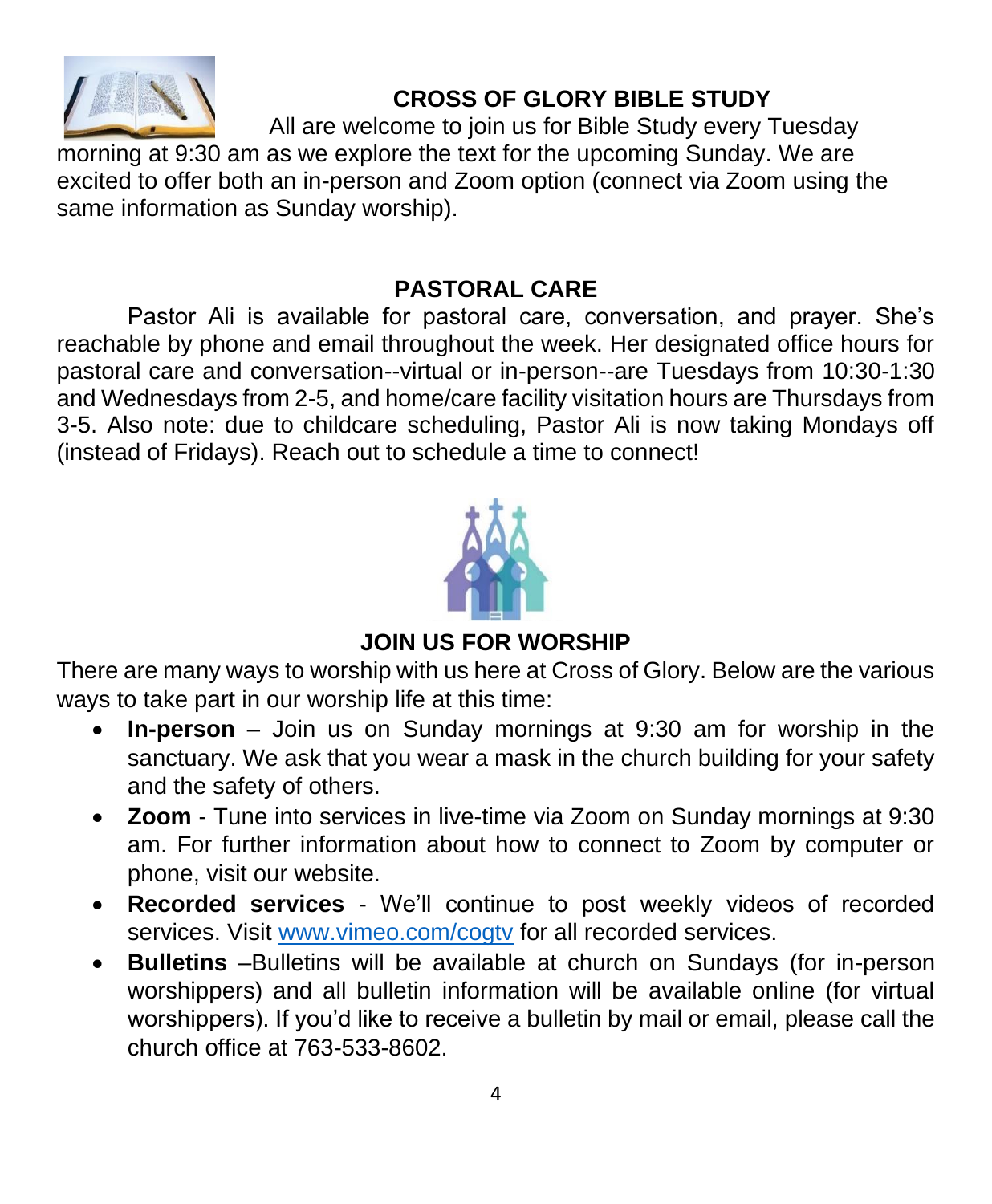## CROSS OF GLORY BIBLE STUDY

All are welcome to join us for Bible Study every Tuesday morning at 9:30 am as we explore the text for the upcoming Sunday. We are excited to offer both an in-person and Zoom option (connect via Zoom using the same information as Sunday worship).

## PASTORAL CARE

Pastor Ali is available for pastoral care, conversation, and prayer. She's reachable by phone and email throughout the week. Her designated office hours for pastoral care and conversation--virtual or in-person--are Tuesdays from 10:30-1:30 and Wednesdays from 2-5, and home/care facility visitation hours are Thursdays from 3-5. Also note: due to childcare scheduling, Pastor Ali is now taking Mondays off (instead of Fridays). Reach out to schedule a time to connect!

## JOIN US FOR WORSHIP

There are many ways to worship with us here at Cross of Glory. Below are the various ways to take part in our worship life at this time:

- **In-person** – Join us on Sunday mornings at 9:30 am for worship in the sanctuary. We ask that you wear a mask in the church building for your safety and the safety of others.
- **Zoom** - Tune into services in live-time via Zoom on Sunday mornings at 9:30 am. For further information about how to connect to Zoom by computer or phone, visit our website.
- **Recorded services** - We'll continue to post weekly videos of recorded services. Visit www.vimeo.com/cogtv for all recorded services.
- **Bulletins** –Bulletins will be available at church on Sundays (for in-person worshippers) and all bulletin information will be available online (for virtual worshippers). If you'd like to receive a bulletin by mail or email, please call the church office at 763-533-8602.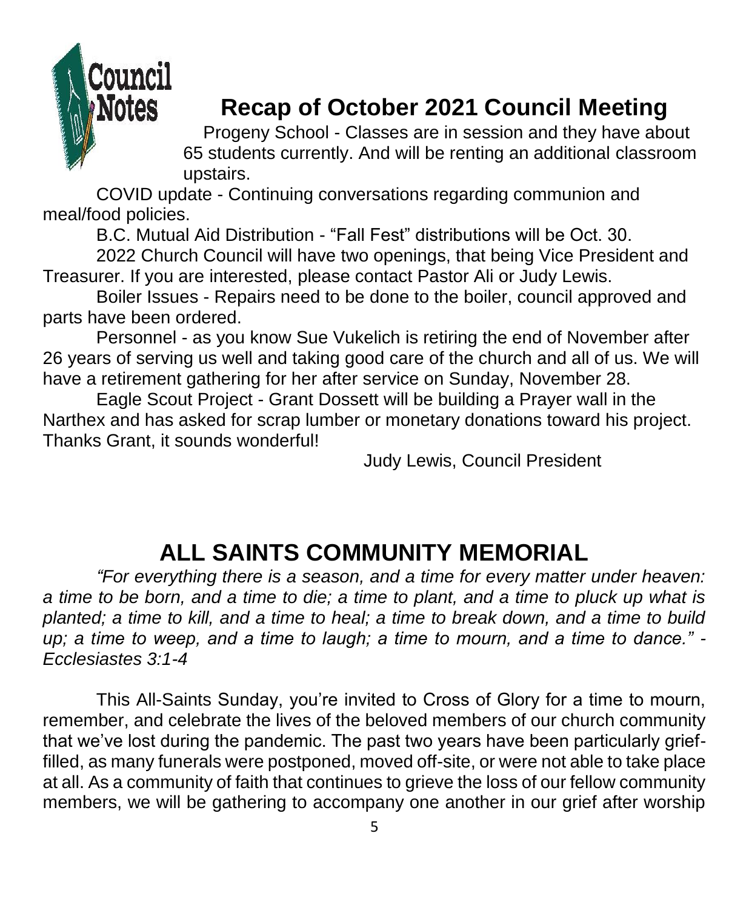Council Notes

## Recap of October 2021 Council Meeting

Progeny School - Classes are in session and they have about 65 students currently. And will be renting an additional classroom upstairs.

COVID update - Continuing conversations regarding communion and meal/food policies.

B.C. Mutual Aid Distribution - "Fall Fest" distributions will be Oct. 30.

2022 Church Council will have two openings, that being Vice President and Treasurer. If you are interested, please contact Pastor Ali or Judy Lewis.

Boiler Issues - Repairs need to be done to the boiler, council approved and parts have been ordered.

Personnel - as you know Sue Vukelich is retiring the end of November after 26 years of serving us well and taking good care of the church and all of us. We will have a retirement gathering for her after service on Sunday, November 28.

Eagle Scout Project - Grant Dossett will be building a Prayer wall in the Narthex and has asked for scrap lumber or monetary donations toward his project. Thanks Grant, it sounds wonderful!

Judy Lewis, Council President

## ALL SAINTS COMMUNITY MEMORIAL

*"For everything there is a season, and a time for every matter under heaven: a time to be born, and a time to die; a time to plant, and a time to pluck up what is planted; a time to kill, and a time to heal; a time to break down, and a time to build up; a time to weep, and a time to laugh; a time to mourn, and a time to dance." - Ecclesiastes 3:1-4*

This All-Saints Sunday, you're invited to Cross of Glory for a time to mourn, remember, and celebrate the lives of the beloved members of our church community that we've lost during the pandemic. The past two years have been particularly grief-filled, as many funerals were postponed, moved off-site, or were not able to take place at all. As a community of faith that continues to grieve the loss of our fellow community members, we will be gathering to accompany one another in our grief after worship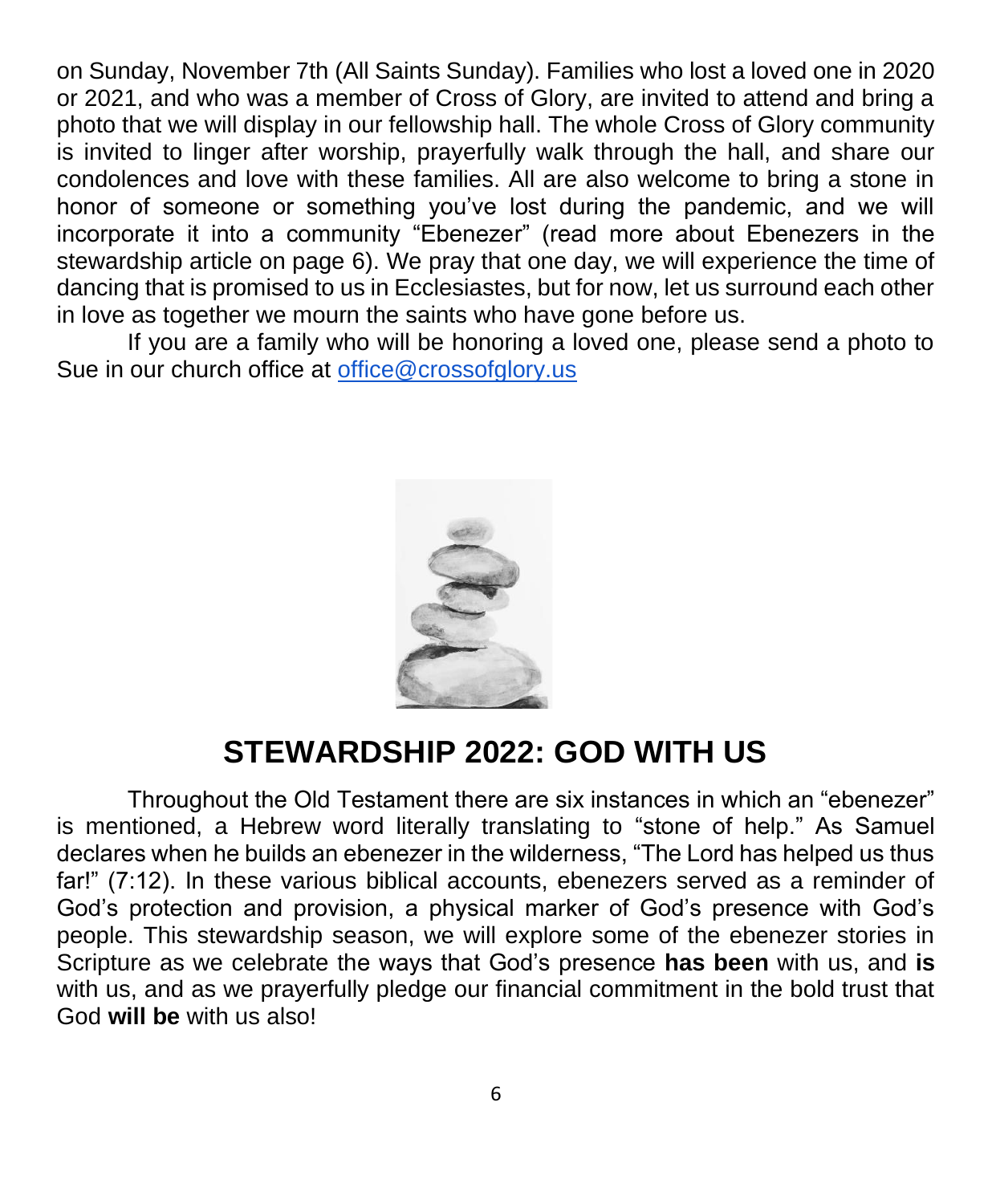on Sunday, November 7th (All Saints Sunday). Families who lost a loved one in 2020 or 2021, and who was a member of Cross of Glory, are invited to attend and bring a photo that we will display in our fellowship hall. The whole Cross of Glory community is invited to linger after worship, prayerfully walk through the hall, and share our condolences and love with these families. All are also welcome to bring a stone in honor of someone or something you've lost during the pandemic, and we will incorporate it into a community "Ebenezer" (read more about Ebenezers in the stewardship article on page 6). We pray that one day, we will experience the time of dancing that is promised to us in Ecclesiastes, but for now, let us surround each other in love as together we mourn the saints who have gone before us.

If you are a family who will be honoring a loved one, please send a photo to Sue in our church office at office@crossofglory.us

## STEWARDSHIP 2022: GOD WITH US

Throughout the Old Testament there are six instances in which an "ebenezer" is mentioned, a Hebrew word literally translating to "stone of help." As Samuel declares when he builds an ebenezer in the wilderness, "The Lord has helped us thus far!" (7:12). In these various biblical accounts, ebenezers served as a reminder of God's protection and provision, a physical marker of God's presence with God's people. This stewardship season, we will explore some of the ebenezer stories in Scripture as we celebrate the ways that God's presence **has been** with us, and **is** with us, and as we prayerfully pledge our financial commitment in the bold trust that God **will be** with us also!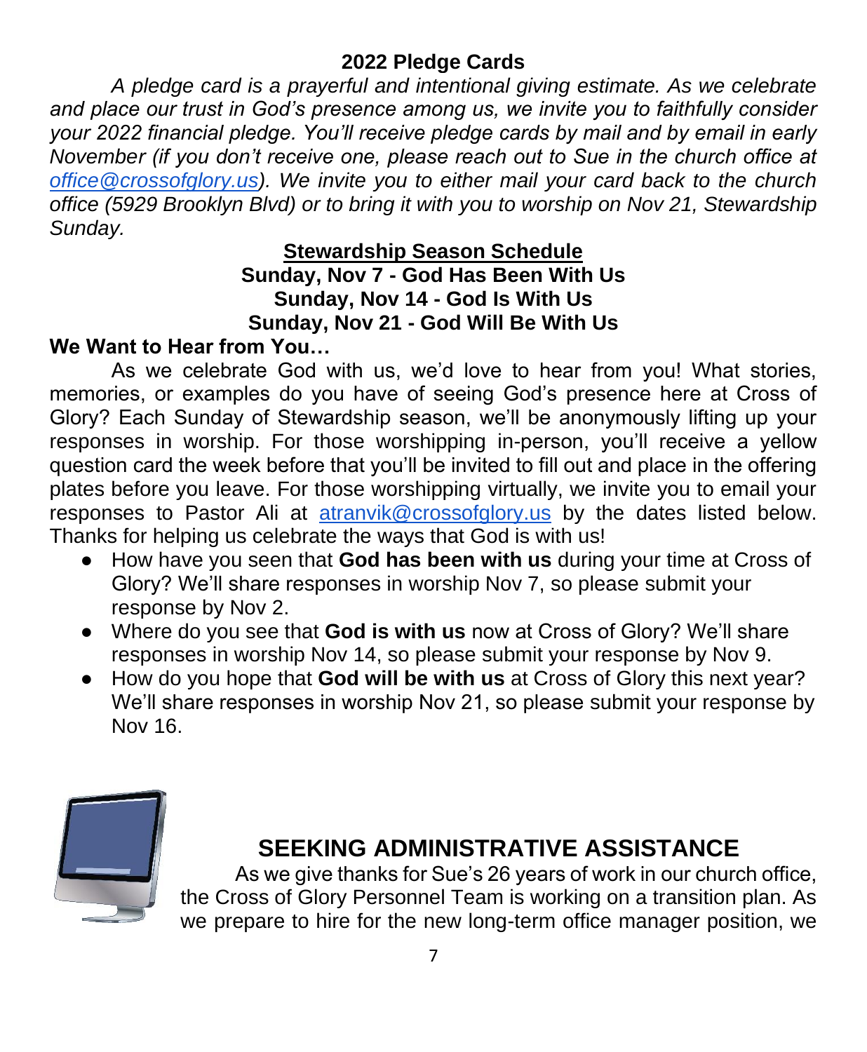## 2022 Pledge Cards

*A pledge card is a prayerful and intentional giving estimate. As we celebrate and place our trust in God's presence among us, we invite you to faithfully consider your 2022 financial pledge. You'll receive pledge cards by mail and by email in early November (if you don't receive one, please reach out to Sue in the church office at office@crossofglory.us). We invite you to either mail your card back to the church office (5929 Brooklyn Blvd) or to bring it with you to worship on Nov 21, Stewardship Sunday.*

**Stewardship Season Schedule**

**Sunday, Nov 7 - God Has Been With Us**
**Sunday, Nov 14 - God Is With Us**
**Sunday, Nov 21 - God Will Be With Us**

**We Want to Hear from You…**

As we celebrate God with us, we'd love to hear from you! What stories, memories, or examples do you have of seeing God's presence here at Cross of Glory? Each Sunday of Stewardship season, we'll be anonymously lifting up your responses in worship. For those worshipping in-person, you'll receive a yellow question card the week before that you'll be invited to fill out and place in the offering plates before you leave. For those worshipping virtually, we invite you to email your responses to Pastor Ali at atranvik@crossofglory.us by the dates listed below. Thanks for helping us celebrate the ways that God is with us!

- How have you seen that **God has been with us** during your time at Cross of Glory? We'll share responses in worship Nov 7, so please submit your response by Nov 2.
- Where do you see that **God is with us** now at Cross of Glory? We'll share responses in worship Nov 14, so please submit your response by Nov 9.
- How do you hope that **God will be with us** at Cross of Glory this next year? We'll share responses in worship Nov 21, so please submit your response by Nov 16.

## SEEKING ADMINISTRATIVE ASSISTANCE

As we give thanks for Sue's 26 years of work in our church office, the Cross of Glory Personnel Team is working on a transition plan. As we prepare to hire for the new long-term office manager position, we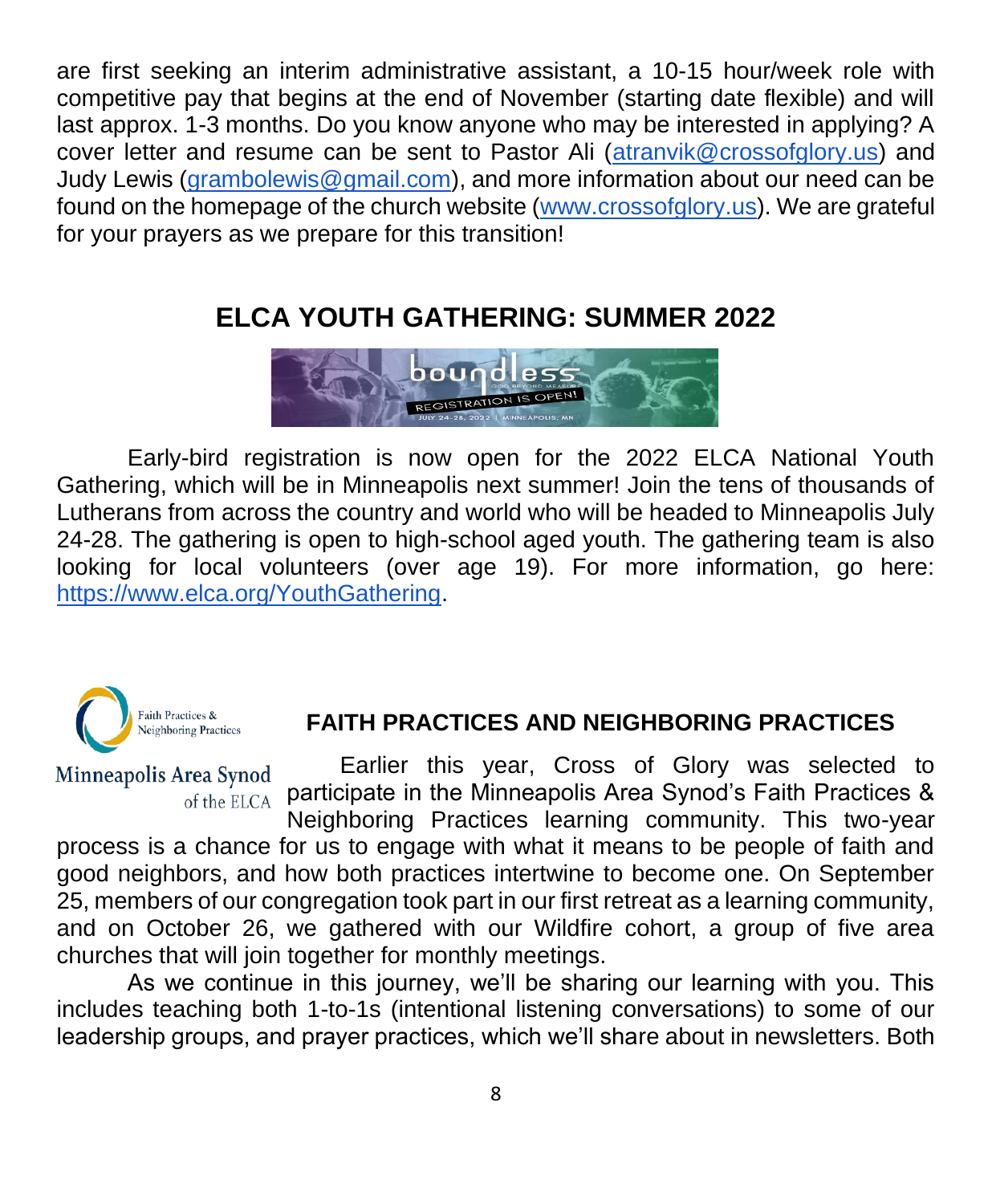are first seeking an interim administrative assistant, a 10-15 hour/week role with competitive pay that begins at the end of November (starting date flexible) and will last approx. 1-3 months. Do you know anyone who may be interested in applying? A cover letter and resume can be sent to Pastor Ali (atranvik@crossofglory.us) and Judy Lewis (grambolewis@gmail.com), and more information about our need can be found on the homepage of the church website (www.crossofglory.us). We are grateful for your prayers as we prepare for this transition!

## ELCA YOUTH GATHERING: SUMMER 2022

Early-bird registration is now open for the 2022 ELCA National Youth Gathering, which will be in Minneapolis next summer! Join the tens of thousands of Lutherans from across the country and world who will be headed to Minneapolis July 24-28. The gathering is open to high-school aged youth. The gathering team is also looking for local volunteers (over age 19). For more information, go here: https://www.elca.org/YouthGathering.

## FAITH PRACTICES AND NEIGHBORING PRACTICES

Earlier this year, Cross of Glory was selected to participate in the Minneapolis Area Synod's Faith Practices & Neighboring Practices learning community. This two-year process is a chance for us to engage with what it means to be people of faith and good neighbors, and how both practices intertwine to become one. On September 25, members of our congregation took part in our first retreat as a learning community, and on October 26, we gathered with our Wildfire cohort, a group of five area churches that will join together for monthly meetings.

As we continue in this journey, we'll be sharing our learning with you. This includes teaching both 1-to-1s (intentional listening conversations) to some of our leadership groups, and prayer practices, which we'll share about in newsletters. Both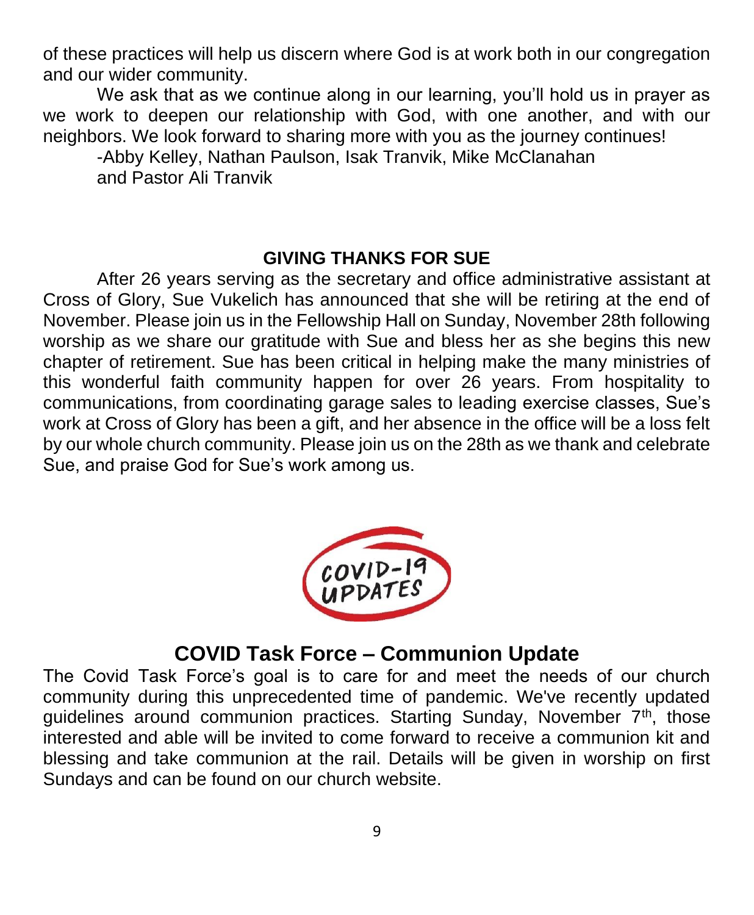of these practices will help us discern where God is at work both in our congregation and our wider community.

We ask that as we continue along in our learning, you'll hold us in prayer as we work to deepen our relationship with God, with one another, and with our neighbors. We look forward to sharing more with you as the journey continues!

-Abby Kelley, Nathan Paulson, Isak Tranvik, Mike McClanahan
and Pastor Ali Tranvik

**GIVING THANKS FOR SUE**

After 26 years serving as the secretary and office administrative assistant at Cross of Glory, Sue Vukelich has announced that she will be retiring at the end of November. Please join us in the Fellowship Hall on Sunday, November 28th following worship as we share our gratitude with Sue and bless her as she begins this new chapter of retirement. Sue has been critical in helping make the many ministries of this wonderful faith community happen for over 26 years. From hospitality to communications, from coordinating garage sales to leading exercise classes, Sue's work at Cross of Glory has been a gift, and her absence in the office will be a loss felt by our whole church community. Please join us on the 28th as we thank and celebrate Sue, and praise God for Sue's work among us.

COVID-19 UPDATES

## COVID Task Force – Communion Update

The Covid Task Force's goal is to care for and meet the needs of our church community during this unprecedented time of pandemic. We've recently updated guidelines around communion practices. Starting Sunday, November 7th, those interested and able will be invited to come forward to receive a communion kit and blessing and take communion at the rail. Details will be given in worship on first Sundays and can be found on our church website.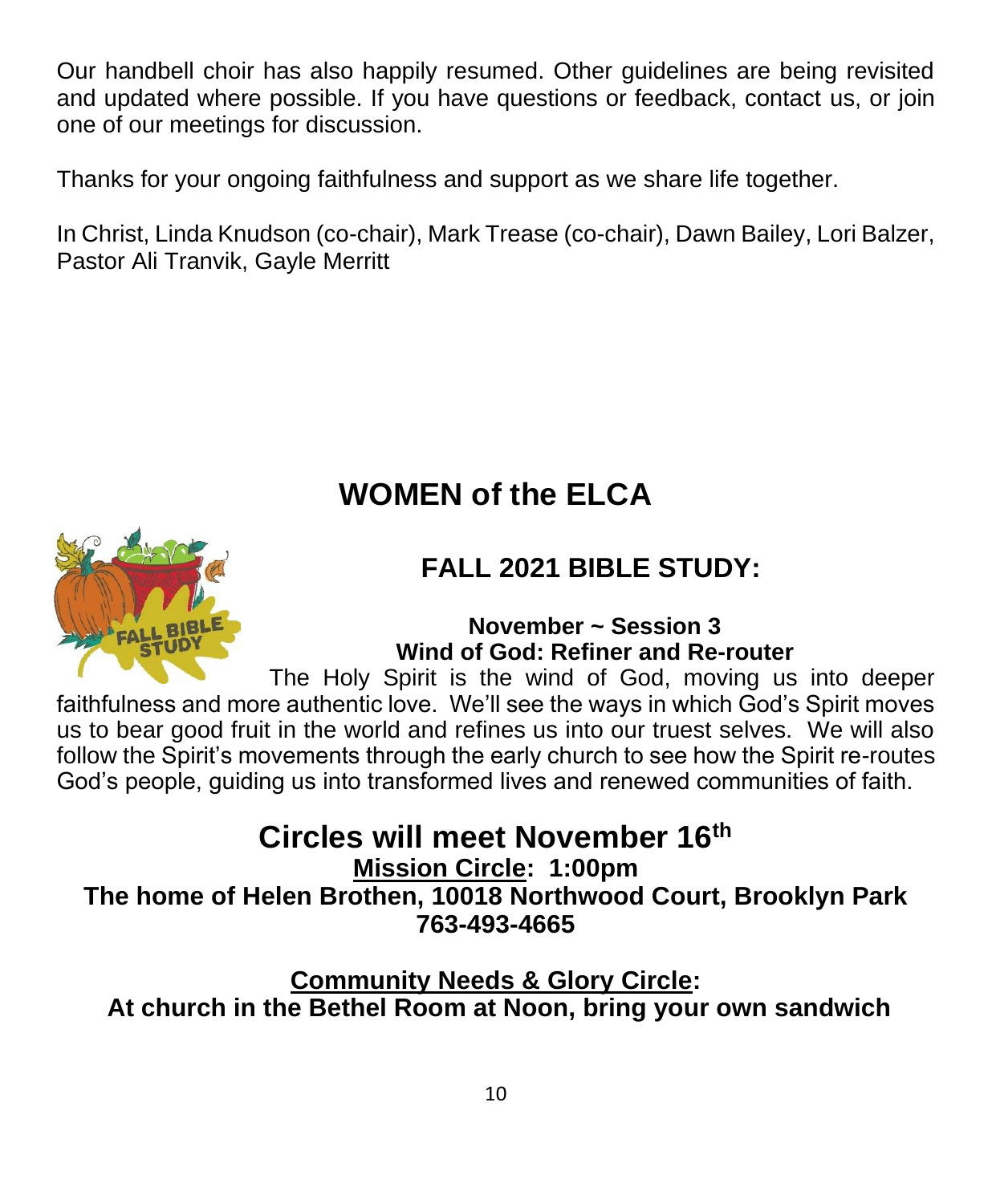Our handbell choir has also happily resumed. Other guidelines are being revisited and updated where possible. If you have questions or feedback, contact us, or join one of our meetings for discussion.

Thanks for your ongoing faithfulness and support as we share life together.

In Christ, Linda Knudson (co-chair), Mark Trease (co-chair), Dawn Bailey, Lori Balzer, Pastor Ali Tranvik, Gayle Merritt

# WOMEN of the ELCA

## FALL 2021 BIBLE STUDY:

**November ~ Session 3**
**Wind of God: Refiner and Re-router**

The Holy Spirit is the wind of God, moving us into deeper faithfulness and more authentic love. We'll see the ways in which God's Spirit moves us to bear good fruit in the world and refines us into our truest selves. We will also follow the Spirit's movements through the early church to see how the Spirit re-routes God's people, guiding us into transformed lives and renewed communities of faith.

## Circles will meet November 16th

**<u>Mission Circle</u>: 1:00pm**
**The home of Helen Brothen, 10018 Northwood Court, Brooklyn Park**
**763-493-4665**

**<u>Community Needs & Glory Circle</u>:**
**At church in the Bethel Room at Noon, bring your own sandwich**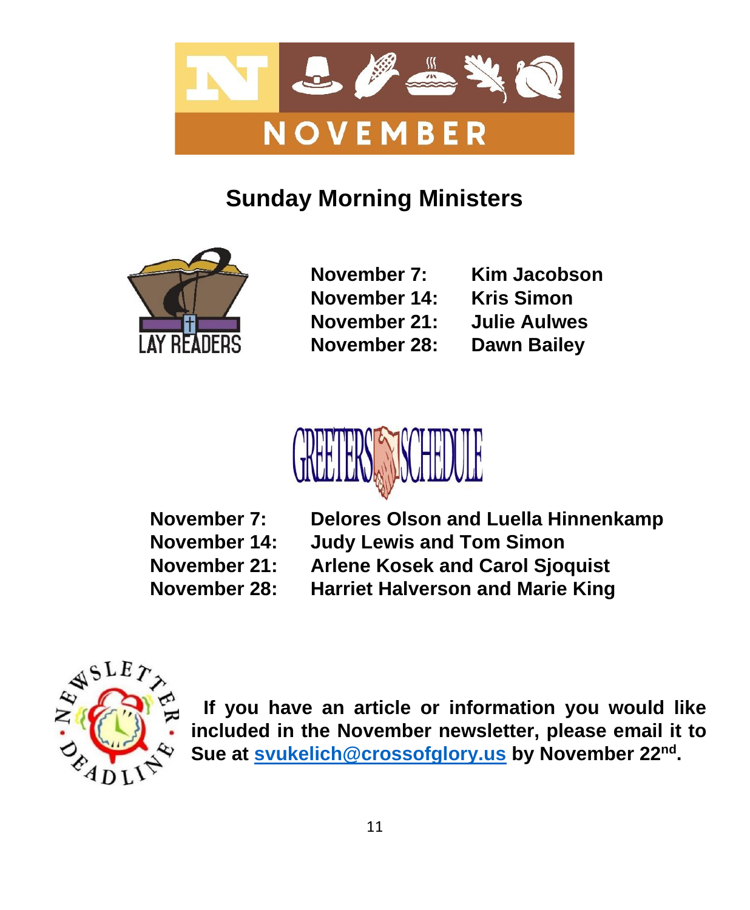NOVEMBER

## Sunday Morning Ministers

LAY READERS

| | |
|---|---|
| **November 7:** | **Kim Jacobson** |
| **November 14:** | **Kris Simon** |
| **November 21:** | **Julie Aulwes** |
| **November 28:** | **Dawn Bailey** |

GREETERS SCHEDULE

| | |
|---|---|
| **November 7:** | **Delores Olson and Luella Hinnenkamp** |
| **November 14:** | **Judy Lewis and Tom Simon** |
| **November 21:** | **Arlene Kosek and Carol Sjoquist** |
| **November 28:** | **Harriet Halverson and Marie King** |

NEWSLETTER DEADLINE

**If you have an article or information you would like included in the November newsletter, please email it to Sue at svukelich@crossofglory.us by November 22nd.**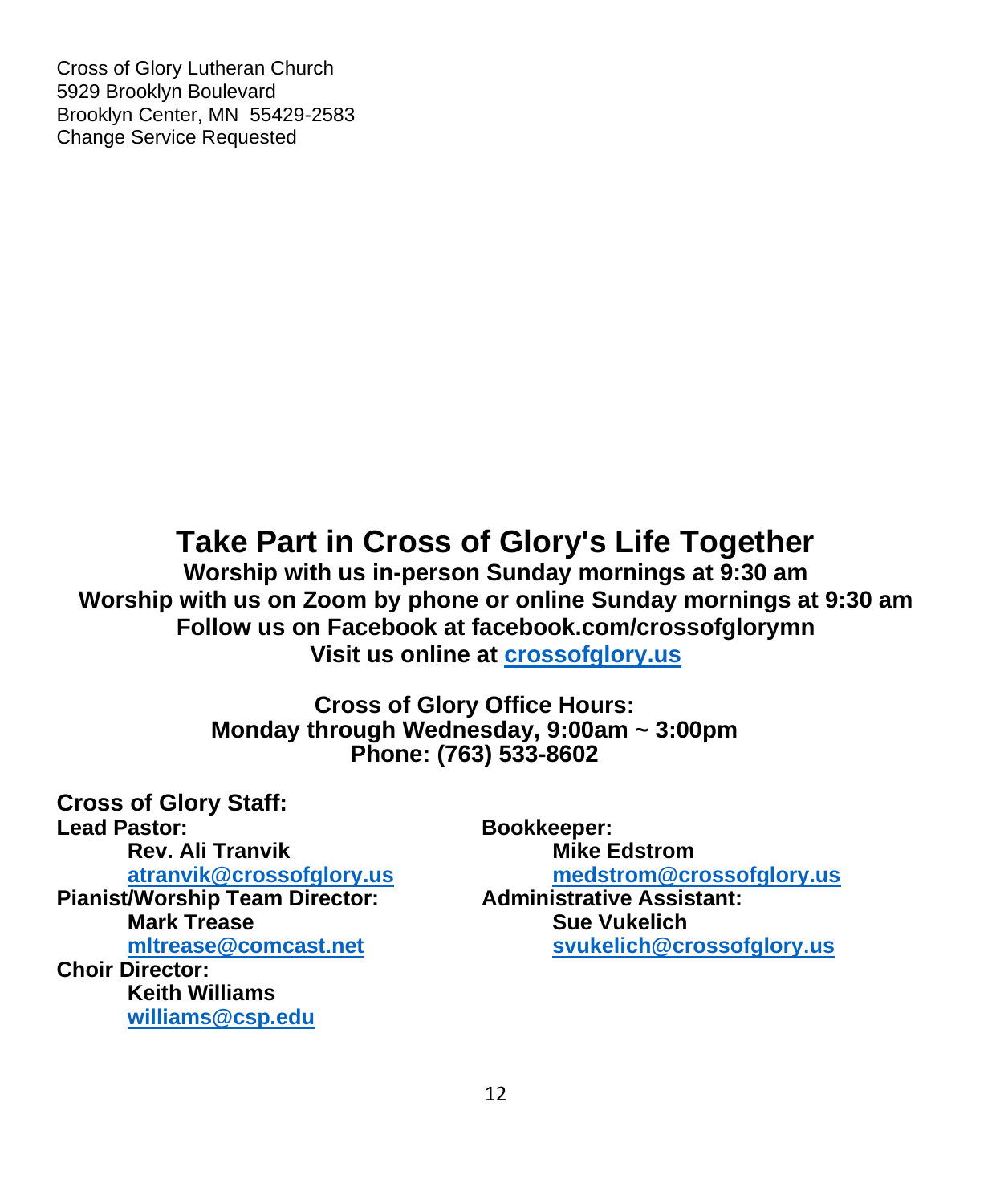Cross of Glory Lutheran Church
5929 Brooklyn Boulevard
Brooklyn Center, MN 55429-2583
Change Service Requested

# Take Part in Cross of Glory's Life Together

**Worship with us in-person Sunday mornings at 9:30 am**
**Worship with us on Zoom by phone or online Sunday mornings at 9:30 am**
**Follow us on Facebook at facebook.com/crossofglorymn**
**Visit us online at crossofglory.us**

**Cross of Glory Office Hours:**
**Monday through Wednesday, 9:00am ~ 3:00pm**
**Phone: (763) 533-8602**

## Cross of Glory Staff:

**Lead Pastor:**
**Rev. Ali Tranvik**
**atranvik@crossofglory.us**

**Pianist/Worship Team Director:**
**Mark Trease**
**mltrease@comcast.net**

**Choir Director:**
**Keith Williams**
**williams@csp.edu**

**Bookkeeper:**
**Mike Edstrom**
**medstrom@crossofglory.us**

**Administrative Assistant:**
**Sue Vukelich**
**svukelich@crossofglory.us**